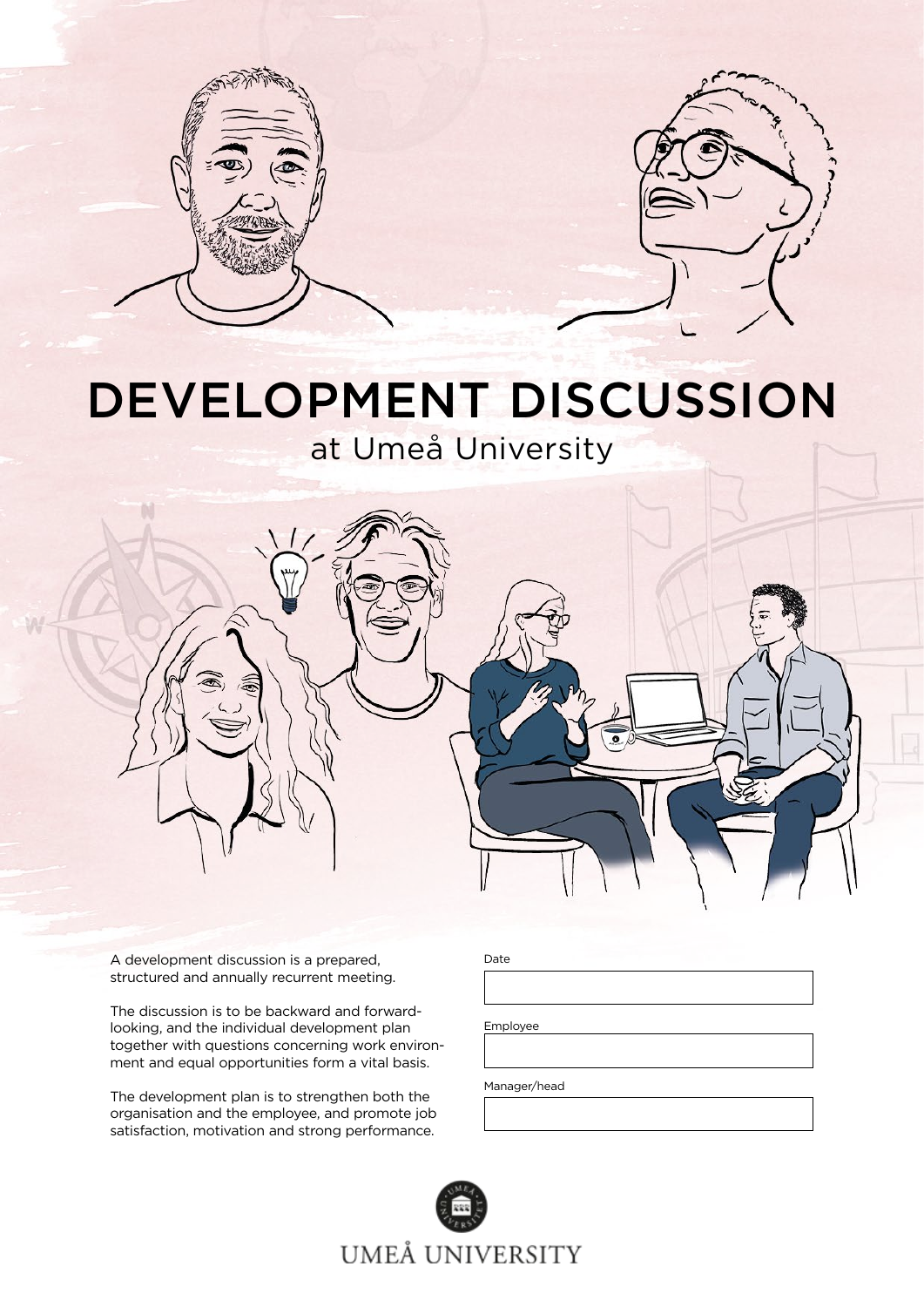# DEVELOPMENT DISCUSSION

## at Umeå University

A development discussion is a prepared, structured and annually recurrent meeting.

The discussion is to be backward and forward-looking, and the individual development plan together with questions concerning work environment and equal opportunities form a vital basis.

The development plan is to strengthen both the organisation and the employee, and promote job satisfaction, motivation and strong performance.

Date

Employee

Manager/head

UMEÅ UNIVERSITY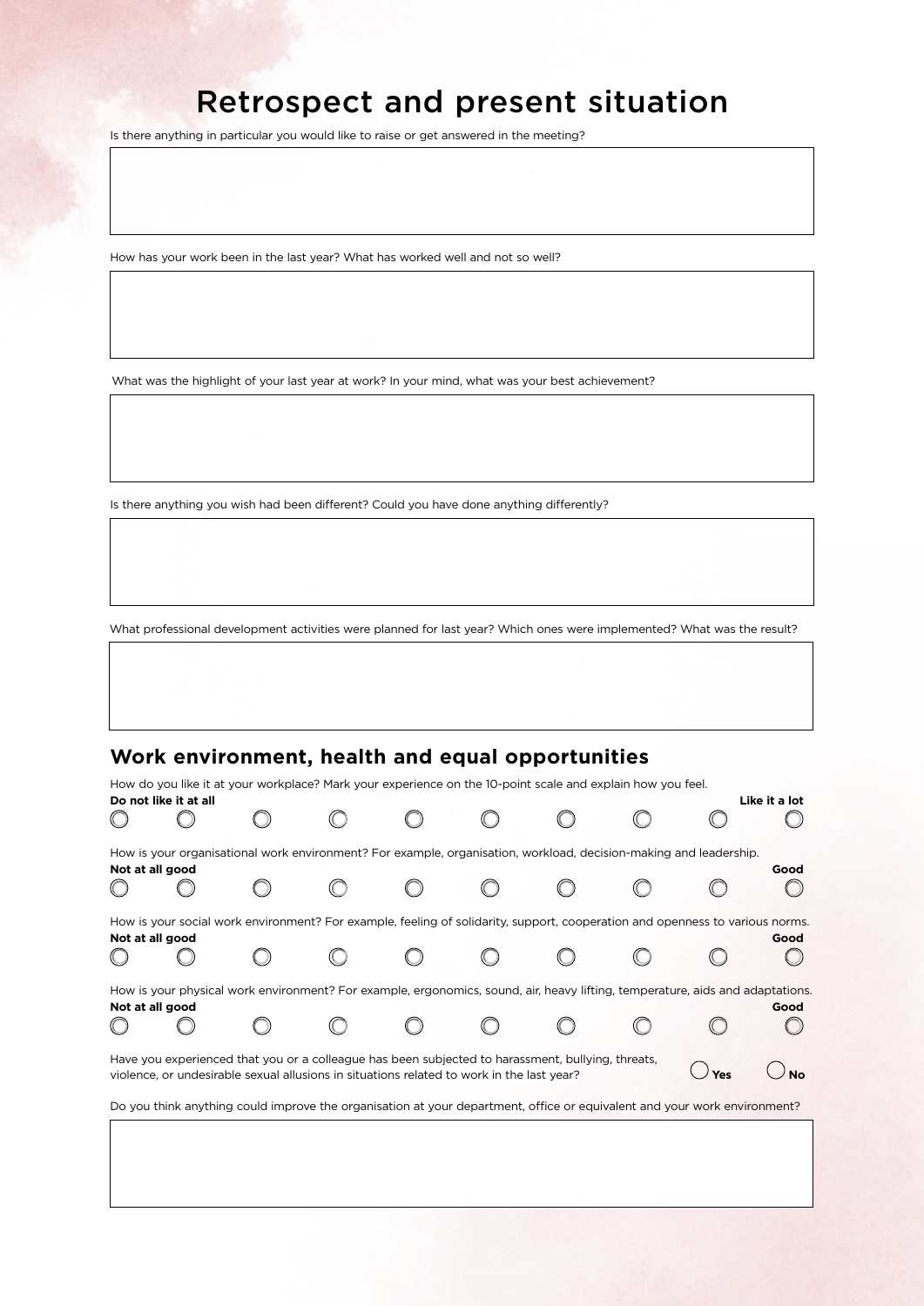# Retrospect and present situation

Is there anything in particular you would like to raise or get answered in the meeting?

How has your work been in the last year? What has worked well and not so well?

What was the highlight of your last year at work? In your mind, what was your best achievement?

Is there anything you wish had been different? Could you have done anything differently?

What professional development activities were planned for last year? Which ones were implemented? What was the result?

## Work environment, health and equal opportunities

How do you like it at your workplace? Mark your experience on the 10-point scale and explain how you feel.

**Do not like it at all** ○ ○ ○ ○ ○ ○ ○ ○ ○ ○ **Like it a lot**

How is your organisational work environment? For example, organisation, workload, decision-making and leadership.

**Not at all good** ○ ○ ○ ○ ○ ○ ○ ○ ○ ○ **Good**

How is your social work environment? For example, feeling of solidarity, support, cooperation and openness to various norms.

**Not at all good** ○ ○ ○ ○ ○ ○ ○ ○ ○ ○ **Good**

How is your physical work environment? For example, ergonomics, sound, air, heavy lifting, temperature, aids and adaptations.

**Not at all good** ○ ○ ○ ○ ○ ○ ○ ○ ○ ○ **Good**

Have you experienced that you or a colleague has been subjected to harassment, bullying, threats, violence, or undesirable sexual allusions in situations related to work in the last year? ○ **Yes** ○ **No**

Do you think anything could improve the organisation at your department, office or equivalent and your work environment?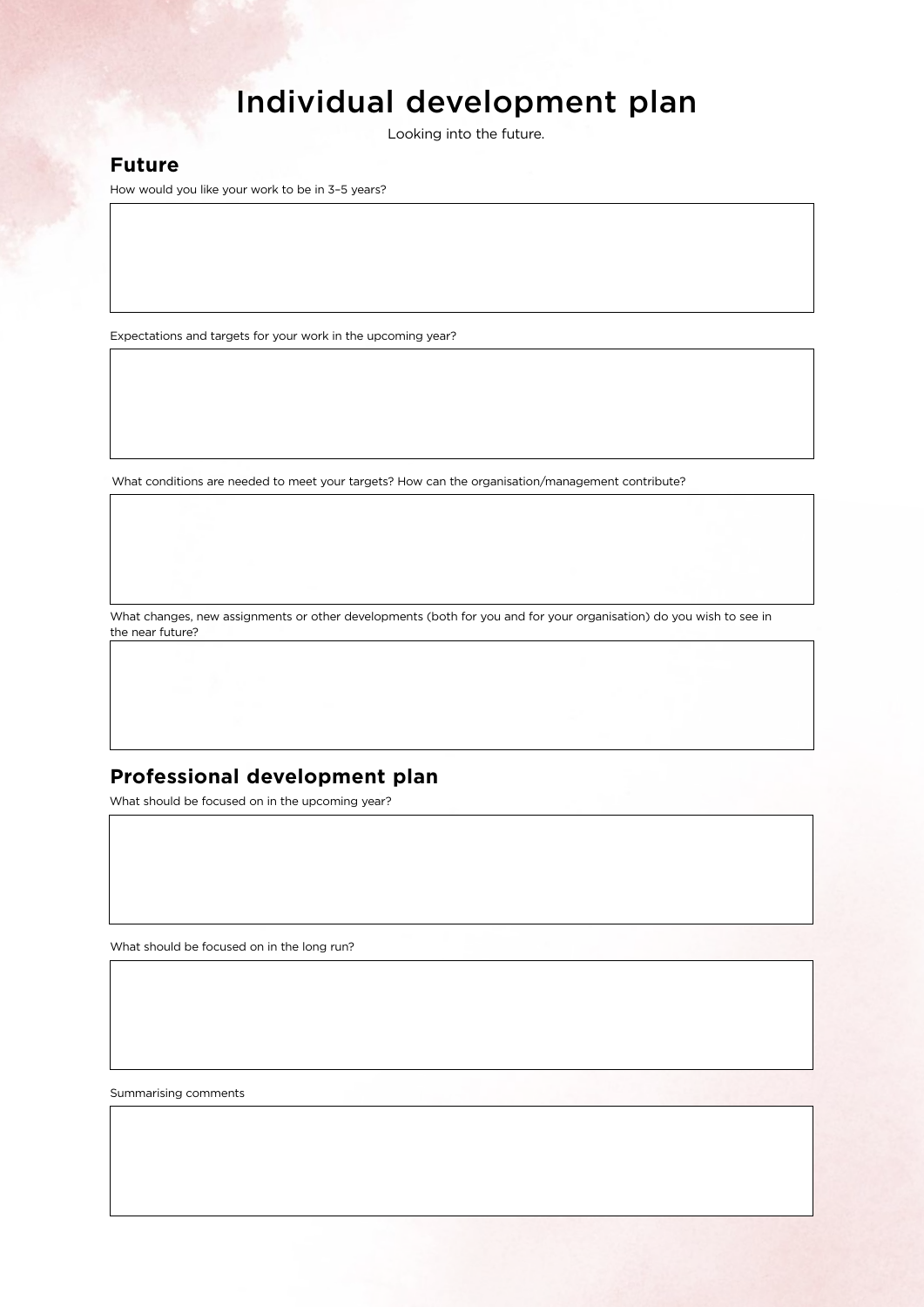# Individual development plan

Looking into the future.

## Future

How would you like your work to be in 3–5 years?

Expectations and targets for your work in the upcoming year?

What conditions are needed to meet your targets? How can the organisation/management contribute?

What changes, new assignments or other developments (both for you and for your organisation) do you wish to see in the near future?

## Professional development plan

What should be focused on in the upcoming year?

What should be focused on in the long run?

Summarising comments